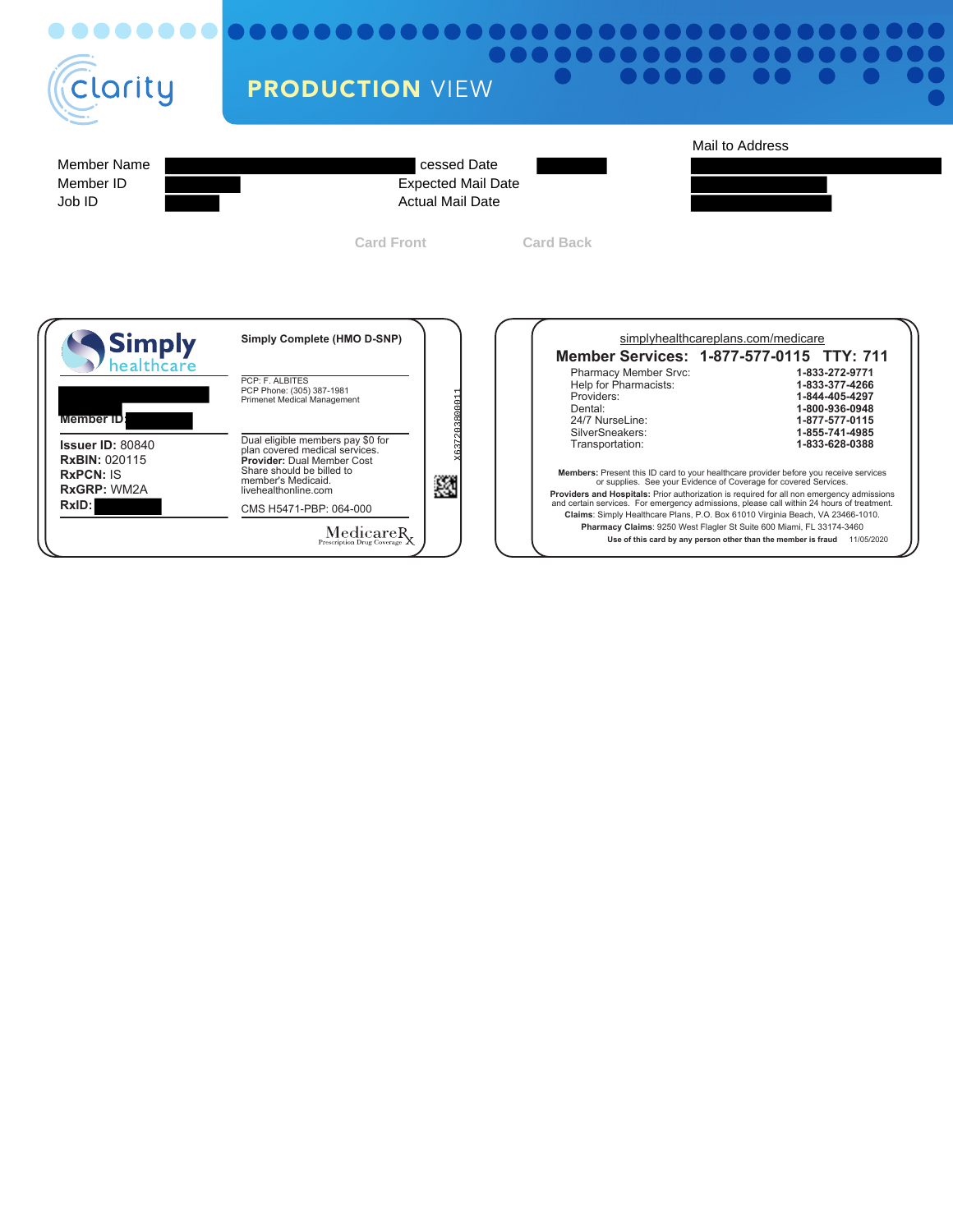clarity

**PRODUCTION** VIEW

| | | | | Mail to Address |
|---|---|---|---|---|
| Member Name | | cessed Date | | |
| Member ID | | Expected Mail Date | | |
| Job ID | | Actual Mail Date | | |

Card Front

Card Back

**Simply** healthcare

**Simply Complete (HMO D-SNP)**

PCP: F. ALBITES
PCP Phone: (305) 387-1981
Primenet Medical Management

**Member ID:**

Dual eligible members pay $0 for plan covered medical services.
**Provider:** Dual Member Cost Share should be billed to member's Medicaid.
livehealthonline.com

**Issuer ID:** 80840
**RxBIN:** 020115
**RxPCN:** IS
**RxGRP:** WM2A
**RxID:**

CMS H5471-PBP: 064-000

MedicareRx
Prescription Drug Coverage

X6372038001 1

simplyhealthcareplans.com/medicare

**Member Services: 1-877-577-0115 TTY: 711**

| | |
|---|---|
| Pharmacy Member Srvc: | **1-833-272-9771** |
| Help for Pharmacists: | **1-833-377-4266** |
| Providers: | **1-844-405-4297** |
| Dental: | **1-800-936-0948** |
| 24/7 NurseLine: | **1-877-577-0115** |
| SilverSneakers: | **1-855-741-4985** |
| Transportation: | **1-833-628-0388** |

**Members:** Present this ID card to your healthcare provider before you receive services or supplies. See your Evidence of Coverage for covered Services.

**Providers and Hospitals:** Prior authorization is required for all non emergency admissions and certain services. For emergency admissions, please call within 24 hours of treatment.

**Claims**: Simply Healthcare Plans, P.O. Box 61010 Virginia Beach, VA 23466-1010.

**Pharmacy Claims**: 9250 West Flagler St Suite 600 Miami, FL 33174-3460

**Use of this card by any person other than the member is fraud** 11/05/2020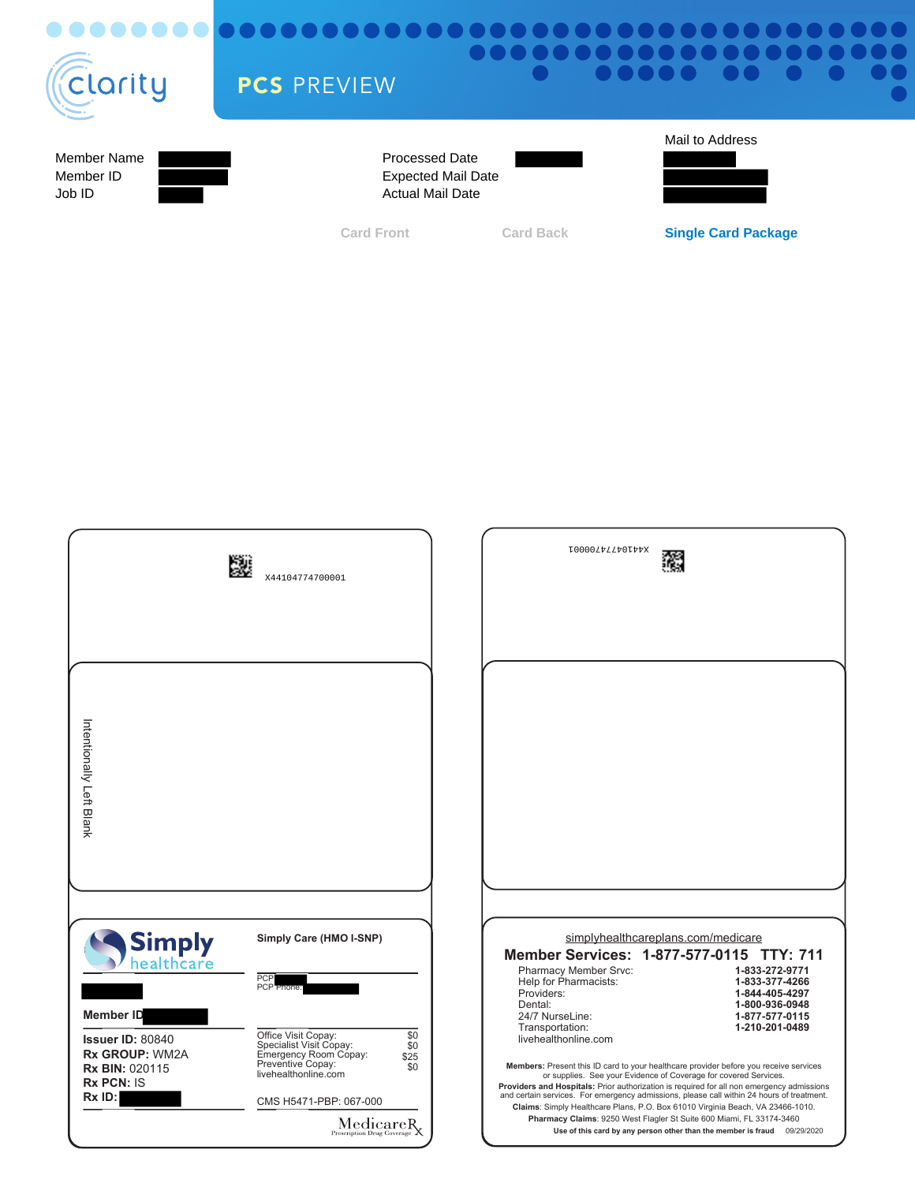clarity

# PCS PREVIEW

| | |
|---|---|
| Member Name | |
| Member ID | |
| Job ID | |

| | |
|---|---|
| Processed Date | |
| Expected Mail Date | |
| Actual Mail Date | |

Mail to Address

Card Front | Card Back | **Single Card Package**

X44104774700001

Intentionally Left Blank

X44104774700001

Simply healthcare

**Member ID**

**Issuer ID:** 80840
**Rx GROUP:** WM2A
**Rx BIN:** 020115
**Rx PCN:** IS
**Rx ID:**

**Simply Care (HMO I-SNP)**

PCP:
PCP Phone:

| | |
|---|---|
| Office Visit Copay: | $0 |
| Specialist Visit Copay: | $0 |
| Emergency Room Copay: | $25 |
| Preventive Copay: | $0 |

livehealthonline.com

CMS H5471-PBP: 067-000

MedicareRx Prescription Drug Coverage

simplyhealthcareplans.com/medicare

**Member Services: 1-877-577-0115 TTY: 711**

| | |
|---|---|
| Pharmacy Member Srvc: | **1-833-272-9771** |
| Help for Pharmacists: | **1-833-377-4266** |
| Providers: | **1-844-405-4297** |
| Dental: | **1-800-936-0948** |
| 24/7 NurseLine: | **1-877-577-0115** |
| Transportation: | **1-210-201-0489** |

livehealthonline.com

**Members:** Present this ID card to your healthcare provider before you receive services or supplies. See your Evidence of Coverage for covered Services.
**Providers and Hospitals:** Prior authorization is required for all non emergency admissions and certain services. For emergency admissions, please call within 24 hours of treatment.
**Claims**: Simply Healthcare Plans, P.O. Box 61010 Virginia Beach, VA 23466-1010.
**Pharmacy Claims**: 9250 West Flagler St Suite 600 Miami, FL 33174-3460
**Use of this card by any person other than the member is fraud** 09/29/2020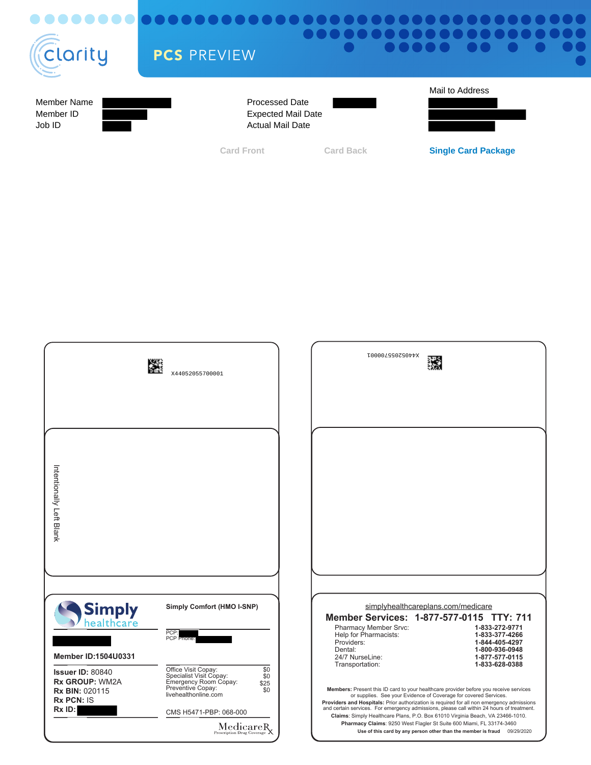clarity

**PCS PREVIEW**

| | | | | |
|---|---|---|---|---|
| Member Name | | Processed Date | | Mail to Address |
| Member ID | | Expected Mail Date | | |
| Job ID | | Actual Mail Date | | |

Card Front | Card Back | **Single Card Package**

X44052055700001

Intentionally Left Blank

X44052055700001

**Simply** healthcare

**Simply Comfort (HMO I-SNP)**

PCP:
PCP Phone:

**Member ID:1504U0331**

**Issuer ID:** 80840
**Rx GROUP:** WM2A
**Rx BIN:** 020115
**Rx PCN:** IS
**Rx ID:**

| | |
|---|---|
| Office Visit Copay: | $0 |
| Specialist Visit Copay: | $0 |
| Emergency Room Copay: | $25 |
| Preventive Copay: | $0 |

livehealthonline.com

CMS H5471-PBP: 068-000

MedicareRx Prescription Drug Coverage

simplyhealthcareplans.com/medicare

**Member Services: 1-877-577-0115 TTY: 711**

| | |
|---|---|
| Pharmacy Member Srvc: | **1-833-272-9771** |
| Help for Pharmacists: | **1-833-377-4266** |
| Providers: | **1-844-405-4297** |
| Dental: | **1-800-936-0948** |
| 24/7 NurseLine: | **1-877-577-0115** |
| Transportation: | **1-833-628-0388** |

**Members:** Present this ID card to your healthcare provider before you receive services or supplies. See your Evidence of Coverage for covered Services.

**Providers and Hospitals:** Prior authorization is required for all non emergency admissions and certain services. For emergency admissions, please call within 24 hours of treatment.

**Claims**: Simply Healthcare Plans, P.O. Box 61010 Virginia Beach, VA 23466-1010.

**Pharmacy Claims**: 9250 West Flagler St Suite 600 Miami, FL 33174-3460

**Use of this card by any person other than the member is fraud** 09/29/2020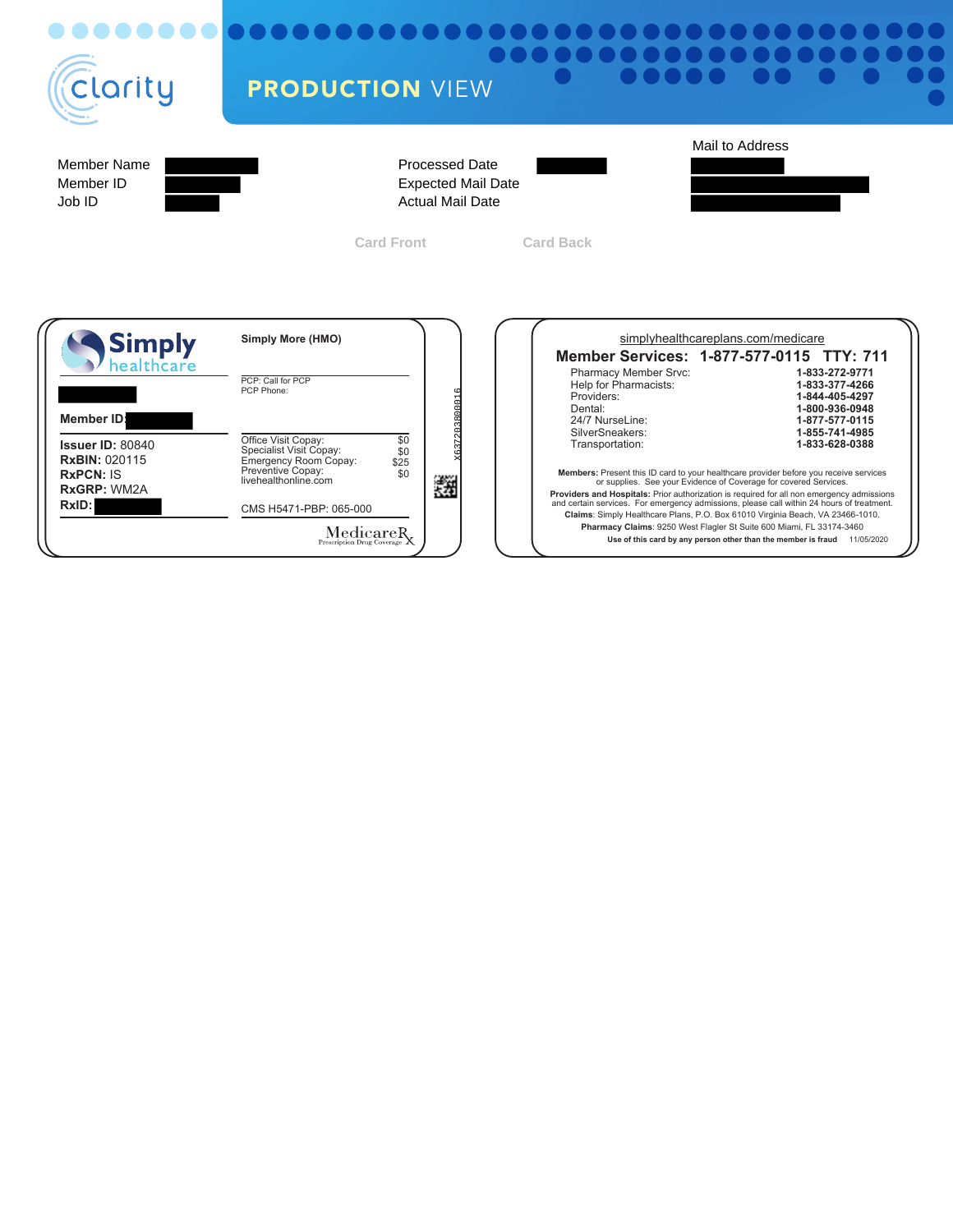clarity

# PRODUCTION VIEW

| | | | | |
|---|---|---|---|---|
| Member Name | | Processed Date | | Mail to Address |
| Member ID | | Expected Mail Date | | |
| Job ID | | Actual Mail Date | | |

Card Front

Card Back

**Simply** healthcare

**Simply More (HMO)**

**Member ID:**

PCP: Call for PCP
PCP Phone:

**Issuer ID:** 80840
**RxBIN:** 020115
**RxPCN:** IS
**RxGRP:** WM2A
**RxID:**

| | |
|---|---|
| Office Visit Copay: | $0 |
| Specialist Visit Copay: | $0 |
| Emergency Room Copay: | $25 |
| Preventive Copay: | $0 |

livehealthonline.com

CMS H5471-PBP: 065-000

MedicareRx Prescription Drug Coverage

X6372038000016

simplyhealthcareplans.com/medicare

**Member Services: 1-877-577-0115 TTY: 711**

| | |
|---|---|
| Pharmacy Member Srvc: | **1-833-272-9771** |
| Help for Pharmacists: | **1-833-377-4266** |
| Providers: | **1-844-405-4297** |
| Dental: | **1-800-936-0948** |
| 24/7 NurseLine: | **1-877-577-0115** |
| SilverSneakers: | **1-855-741-4985** |
| Transportation: | **1-833-628-0388** |

**Members:** Present this ID card to your healthcare provider before you receive services or supplies. See your Evidence of Coverage for covered Services.

**Providers and Hospitals:** Prior authorization is required for all non emergency admissions and certain services. For emergency admissions, please call within 24 hours of treatment.

**Claims**: Simply Healthcare Plans, P.O. Box 61010 Virginia Beach, VA 23466-1010.

**Pharmacy Claims**: 9250 West Flagler St Suite 600 Miami, FL 33174-3460

**Use of this card by any person other than the member is fraud** 11/05/2020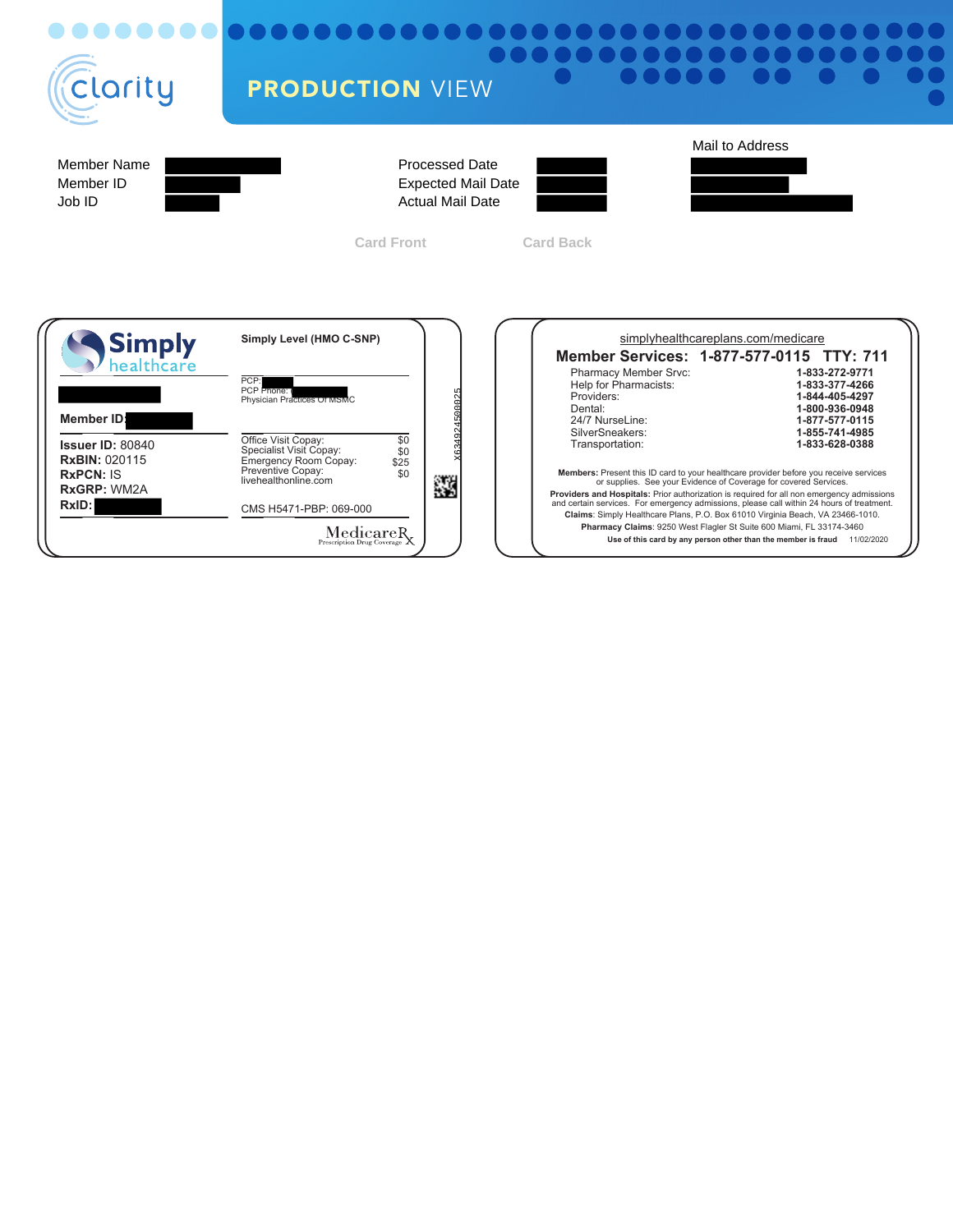clarity

**PRODUCTION** VIEW

| | | | | Mail to Address |
|---|---|---|---|---|
| Member Name | | Processed Date | | |
| Member ID | | Expected Mail Date | | |
| Job ID | | Actual Mail Date | | |

Card Front

Card Back

**Simply** healthcare

**Simply Level (HMO C-SNP)**

PCP:
PCP Phone:
Physician Practices Of MSMC

**Member ID:**

**Issuer ID:** 80840
**RxBIN:** 020115
**RxPCN:** IS
**RxGRP:** WM2A
**RxID:**

| | |
|---|---|
| Office Visit Copay: | $0 |
| Specialist Visit Copay: | $0 |
| Emergency Room Copay: | $25 |
| Preventive Copay: | $0 |

livehealthonline.com

CMS H5471-PBP: 069-000

MedicareRx
Prescription Drug Coverage

X634924500025

simplyhealthcareplans.com/medicare

**Member Services: 1-877-577-0115 TTY: 711**

| | |
|---|---|
| Pharmacy Member Srvc: | **1-833-272-9771** |
| Help for Pharmacists: | **1-833-377-4266** |
| Providers: | **1-844-405-4297** |
| Dental: | **1-800-936-0948** |
| 24/7 NurseLine: | **1-877-577-0115** |
| SilverSneakers: | **1-855-741-4985** |
| Transportation: | **1-833-628-0388** |

**Members:** Present this ID card to your healthcare provider before you receive services or supplies. See your Evidence of Coverage for covered Services.

**Providers and Hospitals:** Prior authorization is required for all non emergency admissions and certain services. For emergency admissions, please call within 24 hours of treatment.

**Claims**: Simply Healthcare Plans, P.O. Box 61010 Virginia Beach, VA 23466-1010.

**Pharmacy Claims**: 9250 West Flagler St Suite 600 Miami, FL 33174-3460

**Use of this card by any person other than the member is fraud** 11/02/2020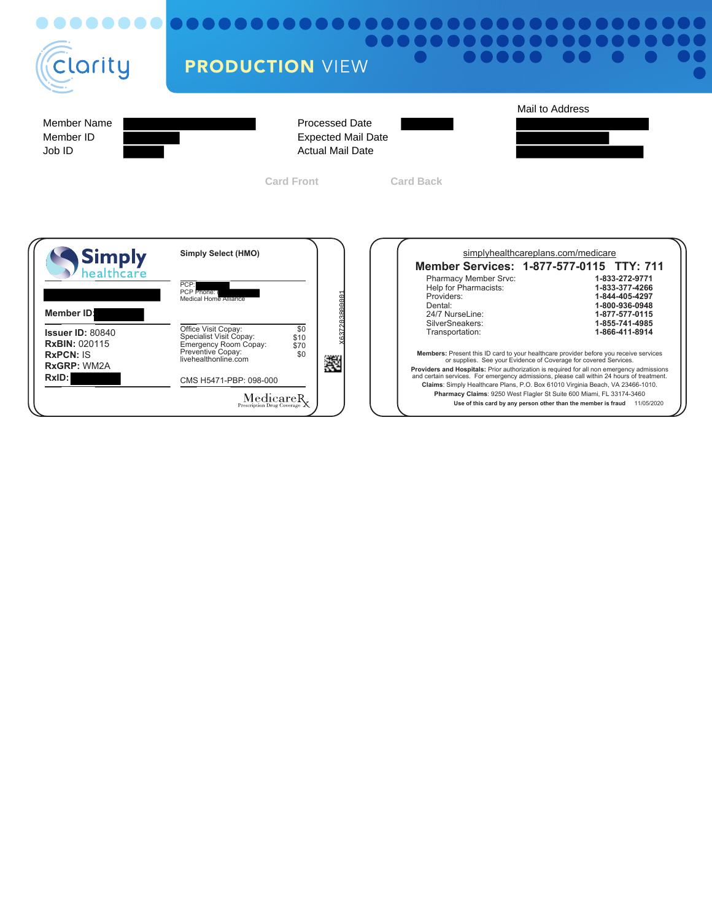clarity

# PRODUCTION VIEW

| Member Name | [REDACTED] | Processed Date | [REDACTED] | Mail to Address |
|---|---|---|---|---|
| Member ID | [REDACTED] | Expected Mail Date | | [REDACTED] |
| Job ID | [REDACTED] | Actual Mail Date | | [REDACTED] |

Card Front                Card Back

## Card Front

**Simply healthcare**

[REDACTED]

**Member ID:** [REDACTED]

**Issuer ID:** 80840
**RxBIN:** 020115
**RxPCN:** IS
**RxGRP:** WM2A
**RxID:** [REDACTED]

**Simply Select (HMO)**

PCP: [REDACTED]
PCP Phone: [REDACTED]
Medical Home Alliance

| | |
|---|---|
| Office Visit Copay: | $0 |
| Specialist Visit Copay: | $10 |
| Emergency Room Copay: | $70 |
| Preventive Copay: | $0 |

livehealthonline.com

CMS H5471-PBP: 098-000

MedicareRx
Prescription Drug Coverage

X6372038000001

## Card Back

simplyhealthcareplans.com/medicare

**Member Services: 1-877-577-0115 TTY: 711**

| | |
|---|---|
| Pharmacy Member Srvc: | 1-833-272-9771 |
| Help for Pharmacists: | 1-833-377-4266 |
| Providers: | 1-844-405-4297 |
| Dental: | 1-800-936-0948 |
| 24/7 NurseLine: | 1-877-577-0115 |
| SilverSneakers: | 1-855-741-4985 |
| Transportation: | 1-866-411-8914 |

**Members:** Present this ID card to your healthcare provider before you receive services or supplies. See your Evidence of Coverage for covered Services.

**Providers and Hospitals:** Prior authorization is required for all non emergency admissions and certain services. For emergency admissions, please call within 24 hours of treatment.

**Claims**: Simply Healthcare Plans, P.O. Box 61010 Virginia Beach, VA 23466-1010.

**Pharmacy Claims**: 9250 West Flagler St Suite 600 Miami, FL 33174-3460

**Use of this card by any person other than the member is fraud** 11/05/2020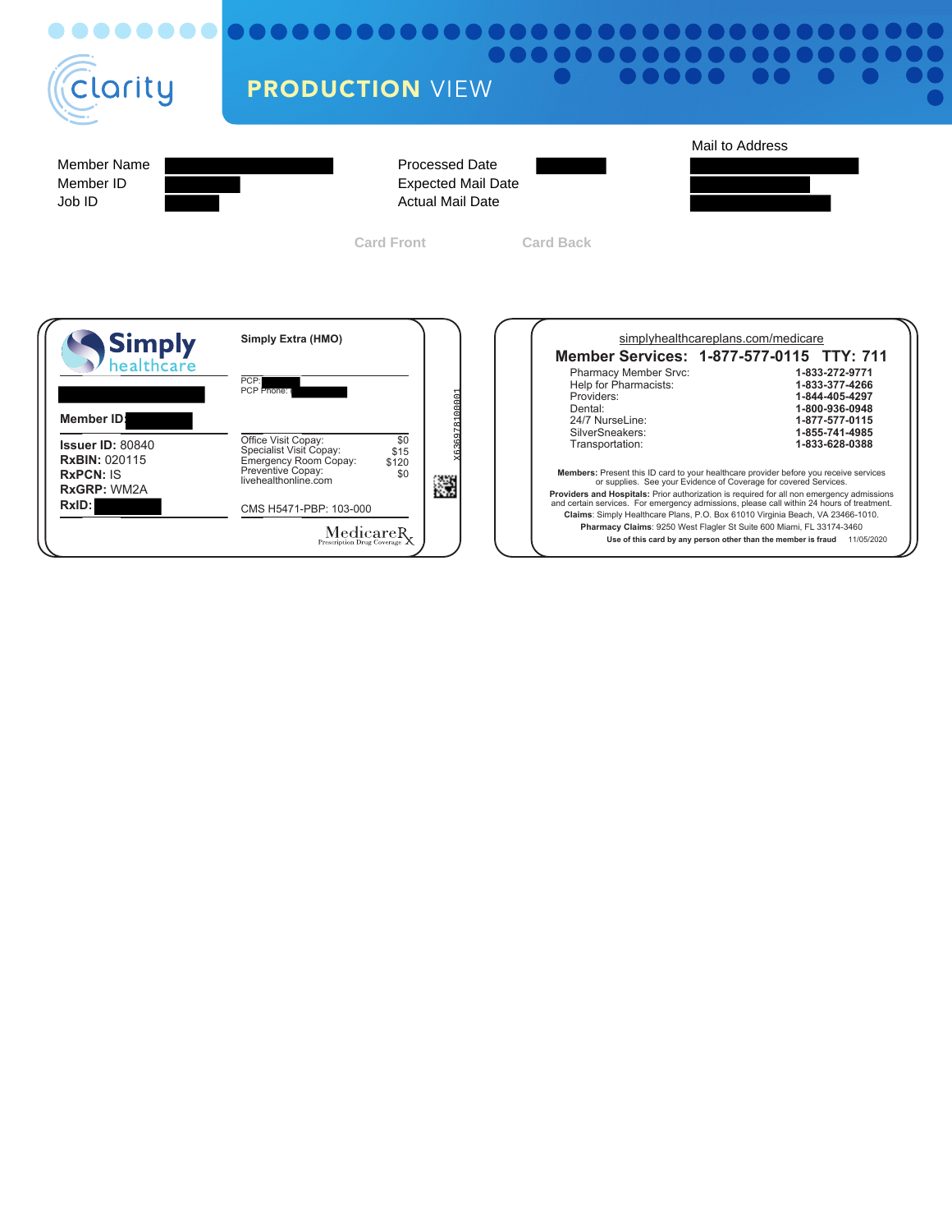clarity

# PRODUCTION VIEW

| | | | | |
|---|---|---|---|---|
| Member Name | | Processed Date | | Mail to Address |
| Member ID | | Expected Mail Date | | |
| Job ID | | Actual Mail Date | | |

Card Front

Card Back

**Simply** healthcare

**Simply Extra (HMO)**

PCP:
PCP Phone:

**Member ID:**

**Issuer ID:** 80840
**RxBIN:** 020115
**RxPCN:** IS
**RxGRP:** WM2A
**RxID:**

| | |
|---|---|
| Office Visit Copay: | $0 |
| Specialist Visit Copay: | $15 |
| Emergency Room Copay: | $120 |
| Preventive Copay: | $0 |

livehealthonline.com

CMS H5471-PBP: 103-000

MedicareRx
Prescription Drug Coverage

X636978100001

simplyhealthcareplans.com/medicare

**Member Services: 1-877-577-0115 TTY: 711**

| | |
|---|---|
| Pharmacy Member Srvc: | **1-833-272-9771** |
| Help for Pharmacists: | **1-833-377-4266** |
| Providers: | **1-844-405-4297** |
| Dental: | **1-800-936-0948** |
| 24/7 NurseLine: | **1-877-577-0115** |
| SilverSneakers: | **1-855-741-4985** |
| Transportation: | **1-833-628-0388** |

**Members:** Present this ID card to your healthcare provider before you receive services or supplies. See your Evidence of Coverage for covered Services.

**Providers and Hospitals:** Prior authorization is required for all non emergency admissions and certain services. For emergency admissions, please call within 24 hours of treatment.

**Claims**: Simply Healthcare Plans, P.O. Box 61010 Virginia Beach, VA 23466-1010.

**Pharmacy Claims**: 9250 West Flagler St Suite 600 Miami, FL 33174-3460

**Use of this card by any person other than the member is fraud** 11/05/2020